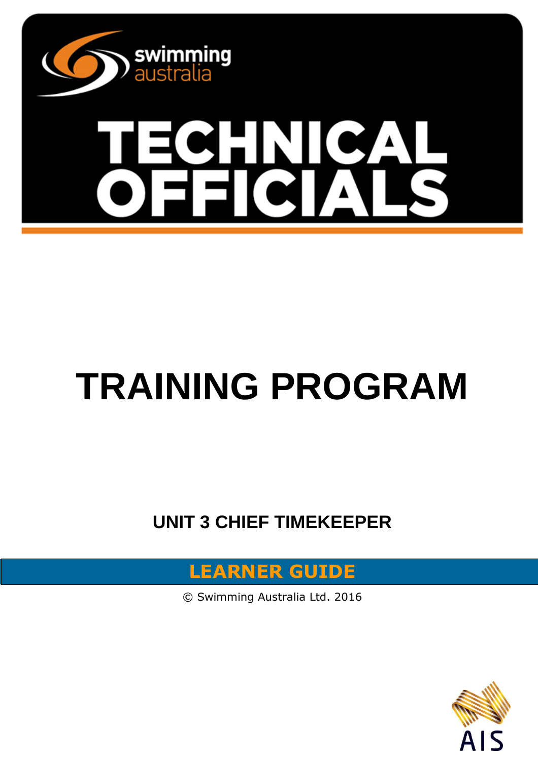swimming australia

# TECHNICAL OFFICIALS

# TRAINING PROGRAM

## UNIT 3 CHIEF TIMEKEEPER

**LEARNER GUIDE**

© Swimming Australia Ltd. 2016

AIS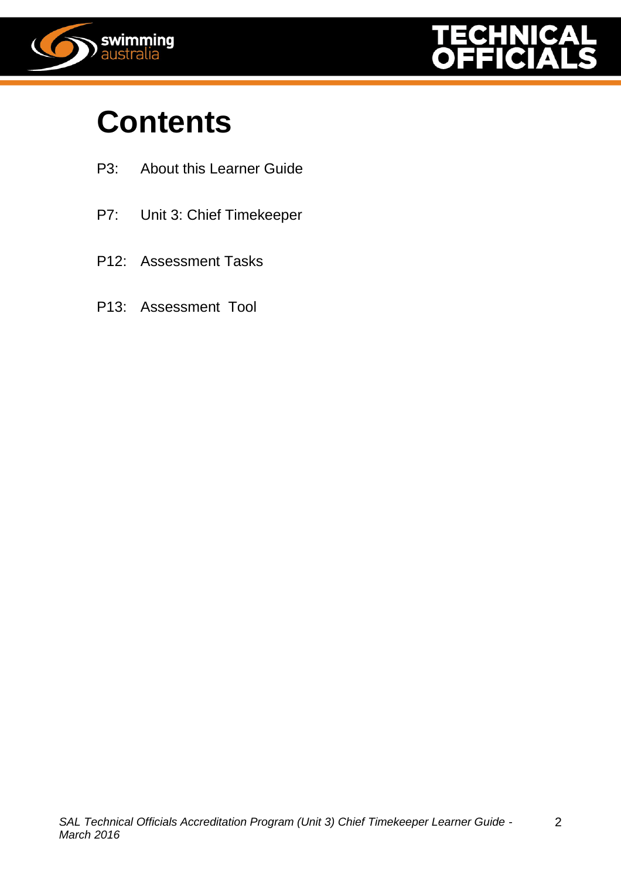# Contents

P3: About this Learner Guide

P7: Unit 3: Chief Timekeeper

P12: Assessment Tasks

P13: Assessment Tool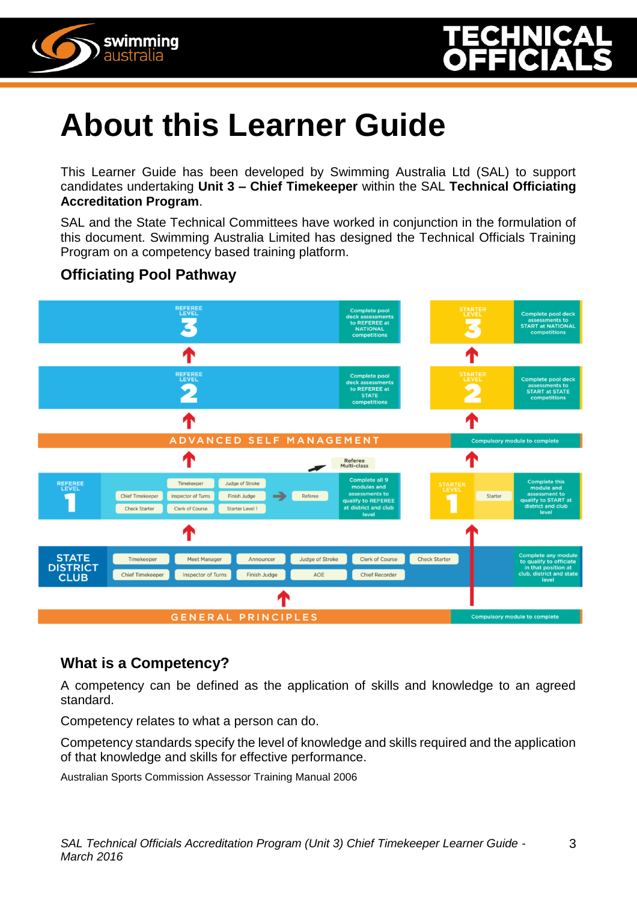# About this Learner Guide

This Learner Guide has been developed by Swimming Australia Ltd (SAL) to support candidates undertaking **Unit 3 – Chief Timekeeper** within the SAL **Technical Officiating Accreditation Program**.

SAL and the State Technical Committees have worked in conjunction in the formulation of this document. Swimming Australia Limited has designed the Technical Officials Training Program on a competency based training platform.

## Officiating Pool Pathway

REFEREE LEVEL 3
Complete pool deck assessments to REFEREE at NATIONAL competitions

STARTER LEVEL 3
Complete pool deck assessments to START at NATIONAL competitions

REFEREE LEVEL 2
Complete pool deck assessments to REFEREE at STATE competitions

STARTER LEVEL 2
Complete pool deck assessments to START at STATE competitions

ADVANCED SELF MANAGEMENT
Compulsory module to complete

Referee Multi-class

REFEREE LEVEL 1
Timekeeper
Judge of Stroke
Chief Timekeeper
Inspector of Turns
Finish Judge
Referee
Check Starter
Clerk of Course
Starter Level 1
Complete all 9 modules and assessments to qualify to REFEREE at district and club level

STARTER LEVEL 1
Starter
Complete this module and assessment to qualify to START at district and club level

STATE DISTRICT CLUB
Timekeeper
Meet Manager
Announcer
Judge of Stroke
Clerk of Course
Check Starter
Chief Timekeeper
Inspector of Turns
Finish Judge
AOE
Chief Recorder
Complete any module to qualify to officiate in that position at club, district and state level

GENERAL PRINCIPLES
Compulsory module to complete

## What is a Competency?

A competency can be defined as the application of skills and knowledge to an agreed standard.

Competency relates to what a person can do.

Competency standards specify the level of knowledge and skills required and the application of that knowledge and skills for effective performance.

Australian Sports Commission Assessor Training Manual 2006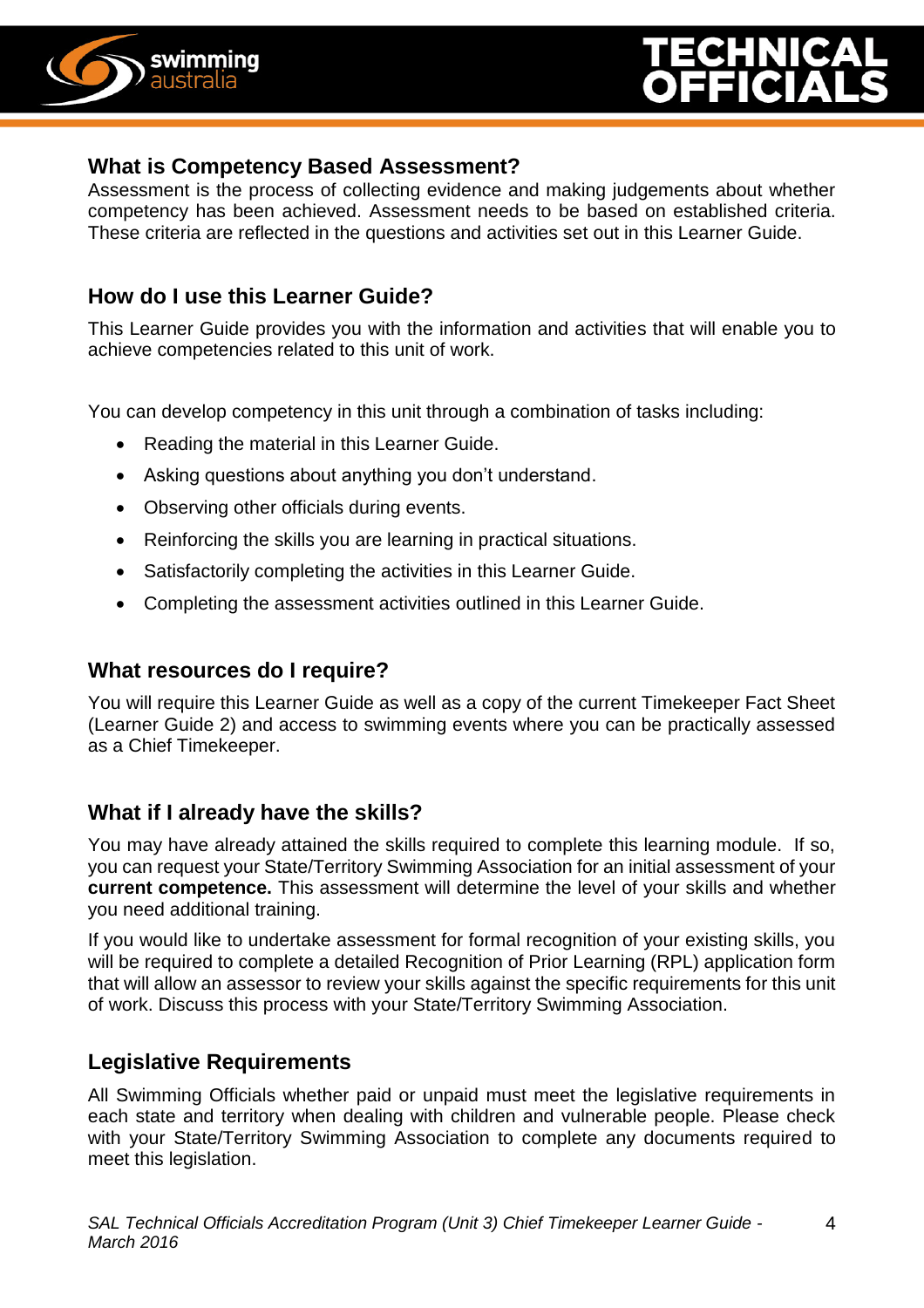## What is Competency Based Assessment?

Assessment is the process of collecting evidence and making judgements about whether competency has been achieved. Assessment needs to be based on established criteria. These criteria are reflected in the questions and activities set out in this Learner Guide.

## How do I use this Learner Guide?

This Learner Guide provides you with the information and activities that will enable you to achieve competencies related to this unit of work.

You can develop competency in this unit through a combination of tasks including:

- Reading the material in this Learner Guide.
- Asking questions about anything you don't understand.
- Observing other officials during events.
- Reinforcing the skills you are learning in practical situations.
- Satisfactorily completing the activities in this Learner Guide.
- Completing the assessment activities outlined in this Learner Guide.

## What resources do I require?

You will require this Learner Guide as well as a copy of the current Timekeeper Fact Sheet (Learner Guide 2) and access to swimming events where you can be practically assessed as a Chief Timekeeper.

## What if I already have the skills?

You may have already attained the skills required to complete this learning module. If so, you can request your State/Territory Swimming Association for an initial assessment of your **current competence.** This assessment will determine the level of your skills and whether you need additional training.

If you would like to undertake assessment for formal recognition of your existing skills, you will be required to complete a detailed Recognition of Prior Learning (RPL) application form that will allow an assessor to review your skills against the specific requirements for this unit of work. Discuss this process with your State/Territory Swimming Association.

## Legislative Requirements

All Swimming Officials whether paid or unpaid must meet the legislative requirements in each state and territory when dealing with children and vulnerable people. Please check with your State/Territory Swimming Association to complete any documents required to meet this legislation.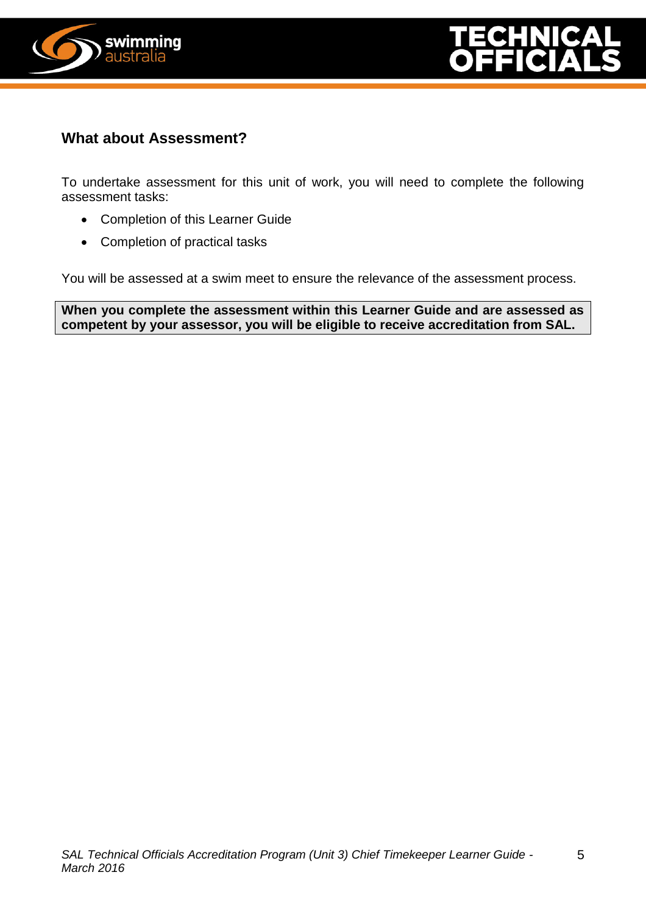## What about Assessment?

To undertake assessment for this unit of work, you will need to complete the following assessment tasks:

- Completion of this Learner Guide
- Completion of practical tasks

You will be assessed at a swim meet to ensure the relevance of the assessment process.

**When you complete the assessment within this Learner Guide and are assessed as competent by your assessor, you will be eligible to receive accreditation from SAL.**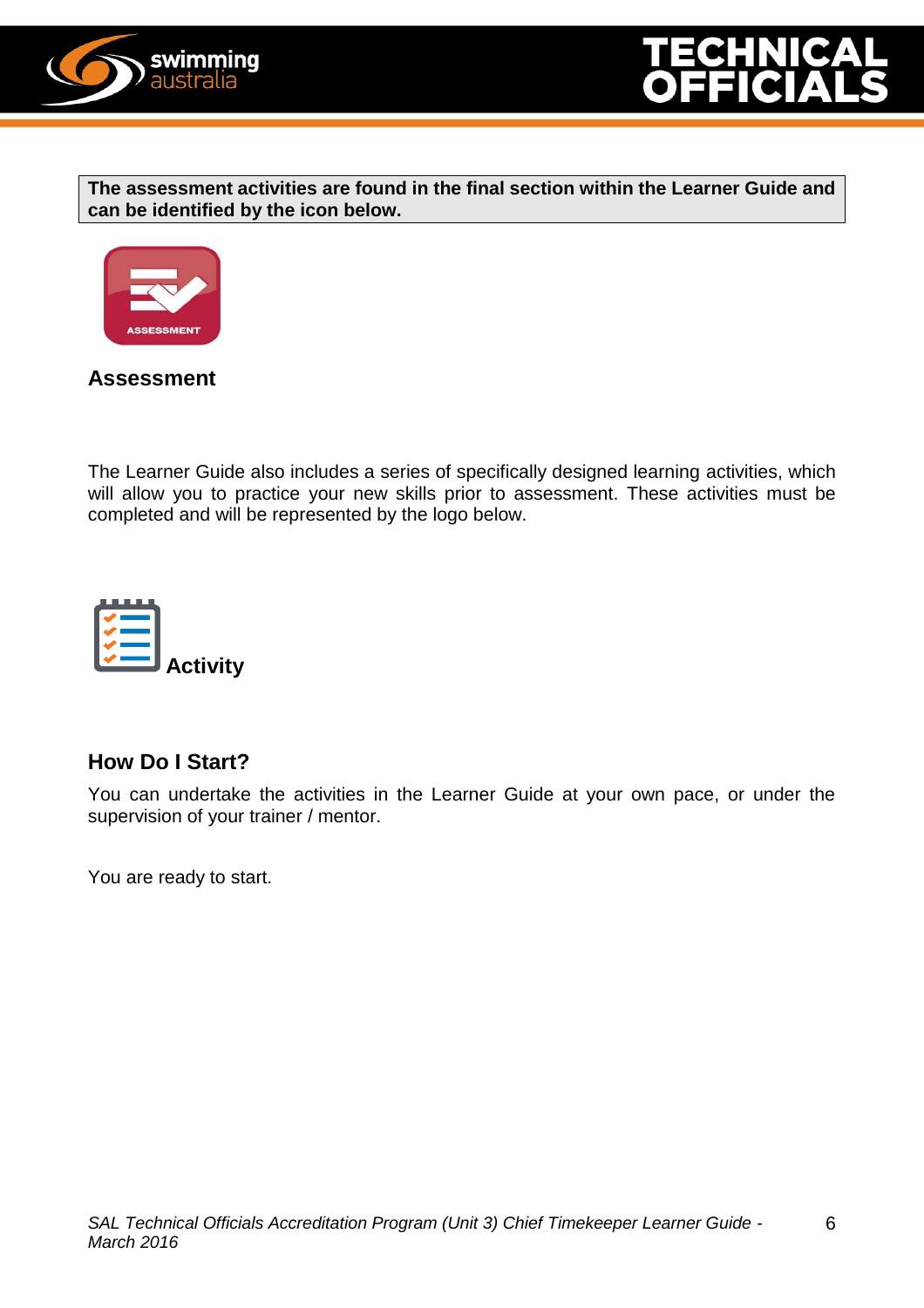**The assessment activities are found in the final section within the Learner Guide and can be identified by the icon below.**

### Assessment

The Learner Guide also includes a series of specifically designed learning activities, which will allow you to practice your new skills prior to assessment. These activities must be completed and will be represented by the logo below.

**Activity**

### How Do I Start?

You can undertake the activities in the Learner Guide at your own pace, or under the supervision of your trainer / mentor.

You are ready to start.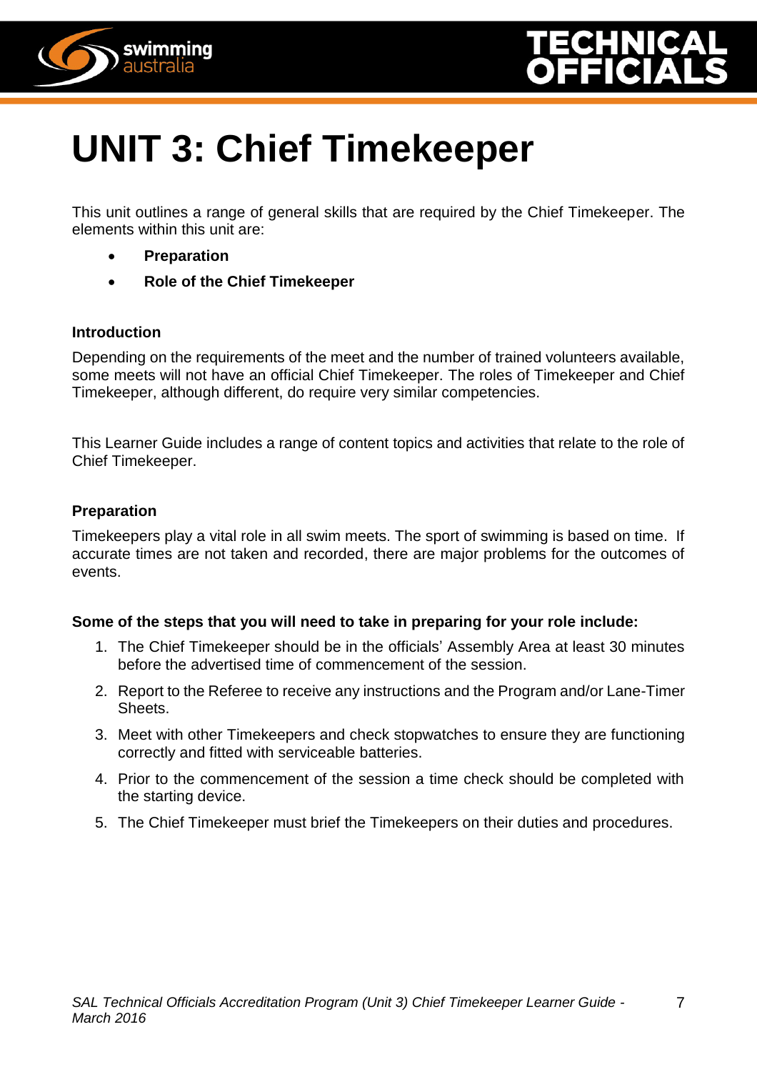# UNIT 3: Chief Timekeeper

This unit outlines a range of general skills that are required by the Chief Timekeeper. The elements within this unit are:

- **Preparation**
- **Role of the Chief Timekeeper**

### Introduction

Depending on the requirements of the meet and the number of trained volunteers available, some meets will not have an official Chief Timekeeper. The roles of Timekeeper and Chief Timekeeper, although different, do require very similar competencies.

This Learner Guide includes a range of content topics and activities that relate to the role of Chief Timekeeper.

### Preparation

Timekeepers play a vital role in all swim meets. The sport of swimming is based on time. If accurate times are not taken and recorded, there are major problems for the outcomes of events.

**Some of the steps that you will need to take in preparing for your role include:**

1. The Chief Timekeeper should be in the officials' Assembly Area at least 30 minutes before the advertised time of commencement of the session.
2. Report to the Referee to receive any instructions and the Program and/or Lane-Timer Sheets.
3. Meet with other Timekeepers and check stopwatches to ensure they are functioning correctly and fitted with serviceable batteries.
4. Prior to the commencement of the session a time check should be completed with the starting device.
5. The Chief Timekeeper must brief the Timekeepers on their duties and procedures.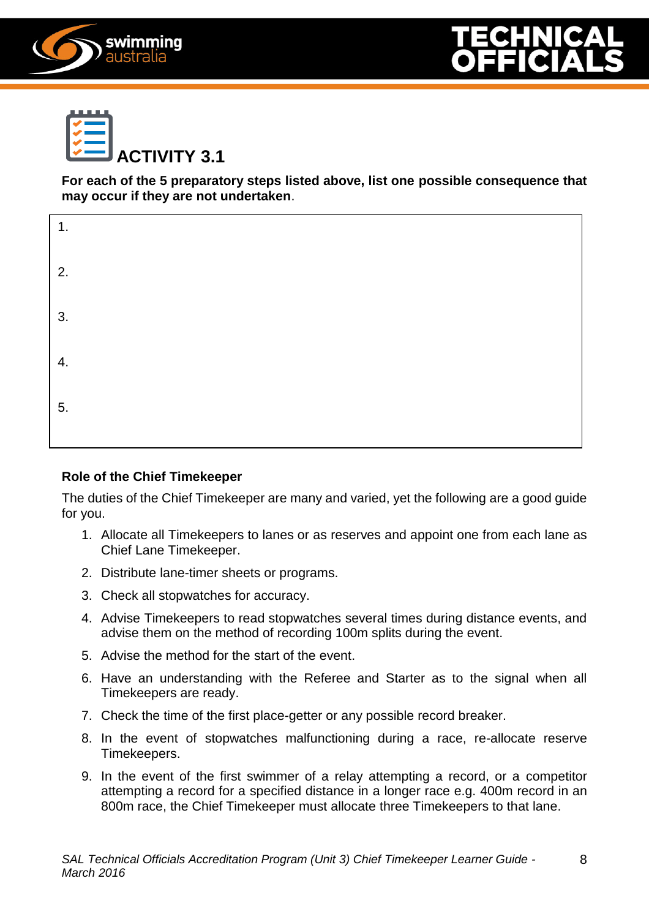## ACTIVITY 3.1

**For each of the 5 preparatory steps listed above, list one possible consequence that may occur if they are not undertaken**.

1.

2.

3.

4.

5.

**Role of the Chief Timekeeper**

The duties of the Chief Timekeeper are many and varied, yet the following are a good guide for you.

1. Allocate all Timekeepers to lanes or as reserves and appoint one from each lane as Chief Lane Timekeeper.
2. Distribute lane-timer sheets or programs.
3. Check all stopwatches for accuracy.
4. Advise Timekeepers to read stopwatches several times during distance events, and advise them on the method of recording 100m splits during the event.
5. Advise the method for the start of the event.
6. Have an understanding with the Referee and Starter as to the signal when all Timekeepers are ready.
7. Check the time of the first place-getter or any possible record breaker.
8. In the event of stopwatches malfunctioning during a race, re-allocate reserve Timekeepers.
9. In the event of the first swimmer of a relay attempting a record, or a competitor attempting a record for a specified distance in a longer race e.g. 400m record in an 800m race, the Chief Timekeeper must allocate three Timekeepers to that lane.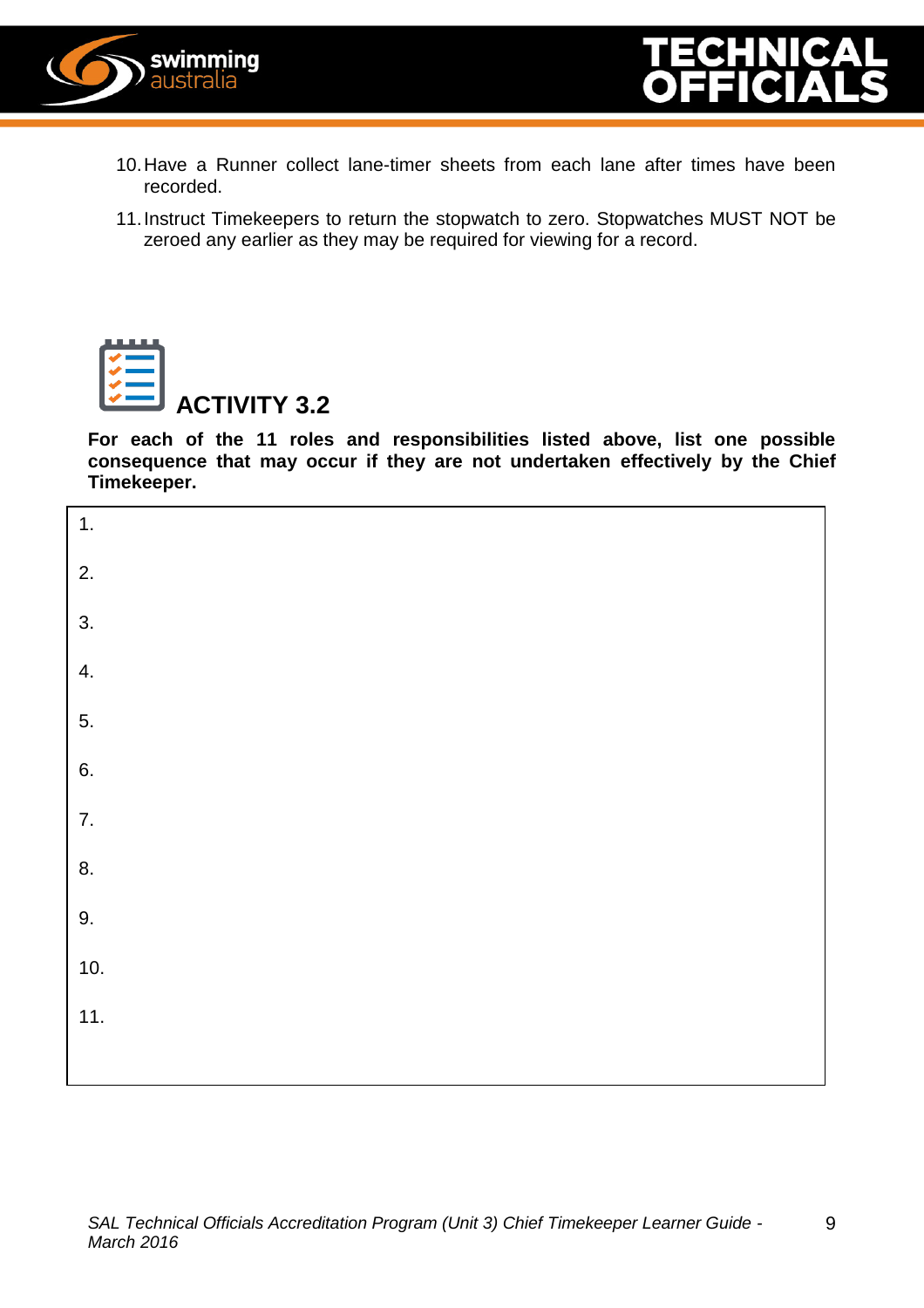10. Have a Runner collect lane-timer sheets from each lane after times have been recorded.
11. Instruct Timekeepers to return the stopwatch to zero. Stopwatches MUST NOT be zeroed any earlier as they may be required for viewing for a record.

## ACTIVITY 3.2

**For each of the 11 roles and responsibilities listed above, list one possible consequence that may occur if they are not undertaken effectively by the Chief Timekeeper.**

1.

2.

3.

4.

5.

6.

7.

8.

9.

10.

11.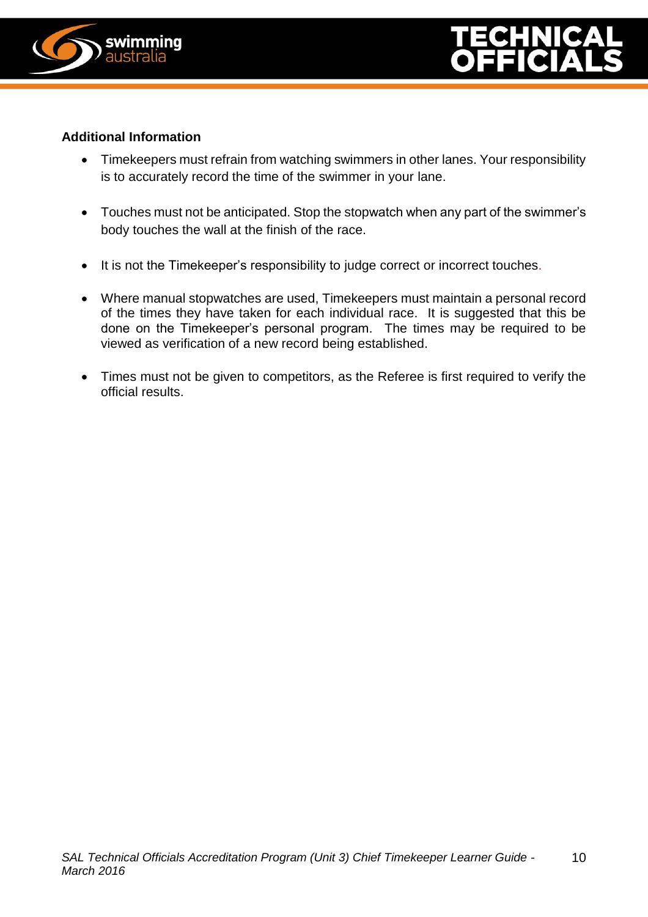**Additional Information**

- Timekeepers must refrain from watching swimmers in other lanes. Your responsibility is to accurately record the time of the swimmer in your lane.

- Touches must not be anticipated. Stop the stopwatch when any part of the swimmer's body touches the wall at the finish of the race.

- It is not the Timekeeper's responsibility to judge correct or incorrect touches.

- Where manual stopwatches are used, Timekeepers must maintain a personal record of the times they have taken for each individual race. It is suggested that this be done on the Timekeeper's personal program. The times may be required to be viewed as verification of a new record being established.

- Times must not be given to competitors, as the Referee is first required to verify the official results.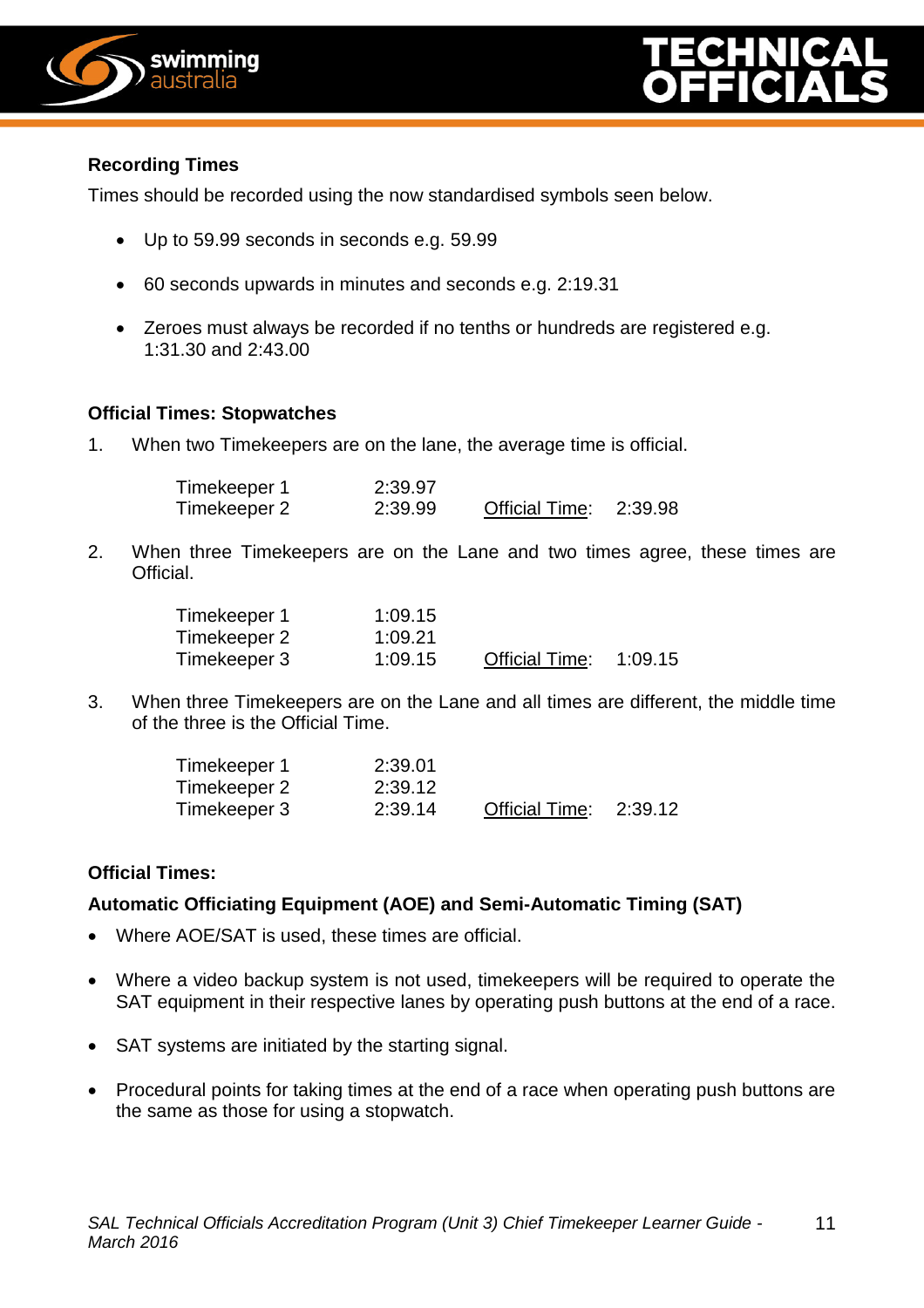### Recording Times

Times should be recorded using the now standardised symbols seen below.

- Up to 59.99 seconds in seconds e.g. 59.99
- 60 seconds upwards in minutes and seconds e.g. 2:19.31
- Zeroes must always be recorded if no tenths or hundreds are registered e.g. 1:31.30 and 2:43.00

### Official Times: Stopwatches

1. When two Timekeepers are on the lane, the average time is official.

| | | | |
|---|---|---|---|
| Timekeeper 1 | 2:39.97 | | |
| Timekeeper 2 | 2:39.99 | Official Time: | 2:39.98 |

2. When three Timekeepers are on the Lane and two times agree, these times are Official.

| | | | |
|---|---|---|---|
| Timekeeper 1 | 1:09.15 | | |
| Timekeeper 2 | 1:09.21 | | |
| Timekeeper 3 | 1:09.15 | Official Time: | 1:09.15 |

3. When three Timekeepers are on the Lane and all times are different, the middle time of the three is the Official Time.

| | | | |
|---|---|---|---|
| Timekeeper 1 | 2:39.01 | | |
| Timekeeper 2 | 2:39.12 | | |
| Timekeeper 3 | 2:39.14 | Official Time: | 2:39.12 |

### Official Times:

### Automatic Officiating Equipment (AOE) and Semi-Automatic Timing (SAT)

- Where AOE/SAT is used, these times are official.
- Where a video backup system is not used, timekeepers will be required to operate the SAT equipment in their respective lanes by operating push buttons at the end of a race.
- SAT systems are initiated by the starting signal.
- Procedural points for taking times at the end of a race when operating push buttons are the same as those for using a stopwatch.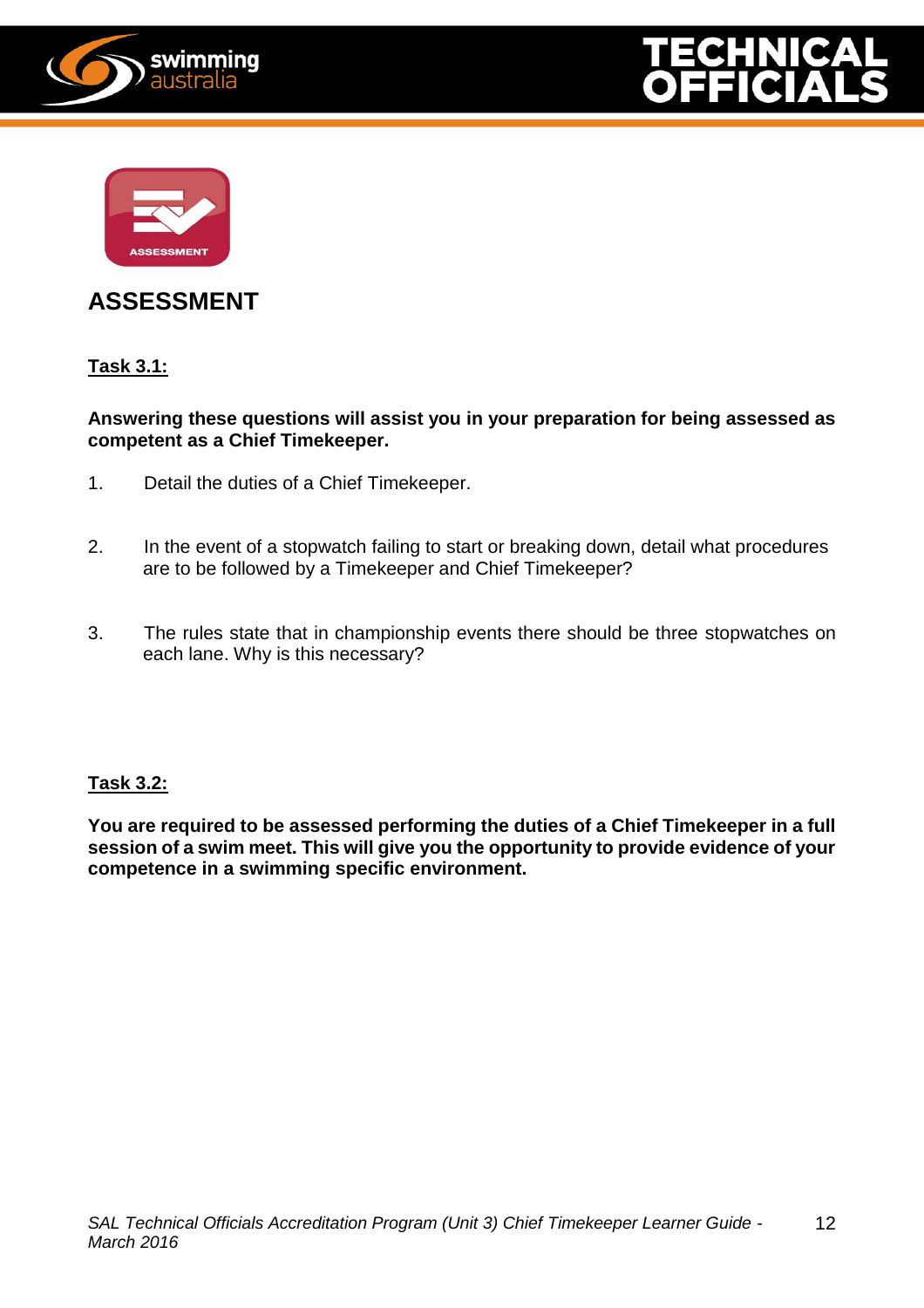# ASSESSMENT

**Task 3.1:**

**Answering these questions will assist you in your preparation for being assessed as competent as a Chief Timekeeper.**

1. Detail the duties of a Chief Timekeeper.

2. In the event of a stopwatch failing to start or breaking down, detail what procedures are to be followed by a Timekeeper and Chief Timekeeper?

3. The rules state that in championship events there should be three stopwatches on each lane. Why is this necessary?

**Task 3.2:**

**You are required to be assessed performing the duties of a Chief Timekeeper in a full session of a swim meet. This will give you the opportunity to provide evidence of your competence in a swimming specific environment.**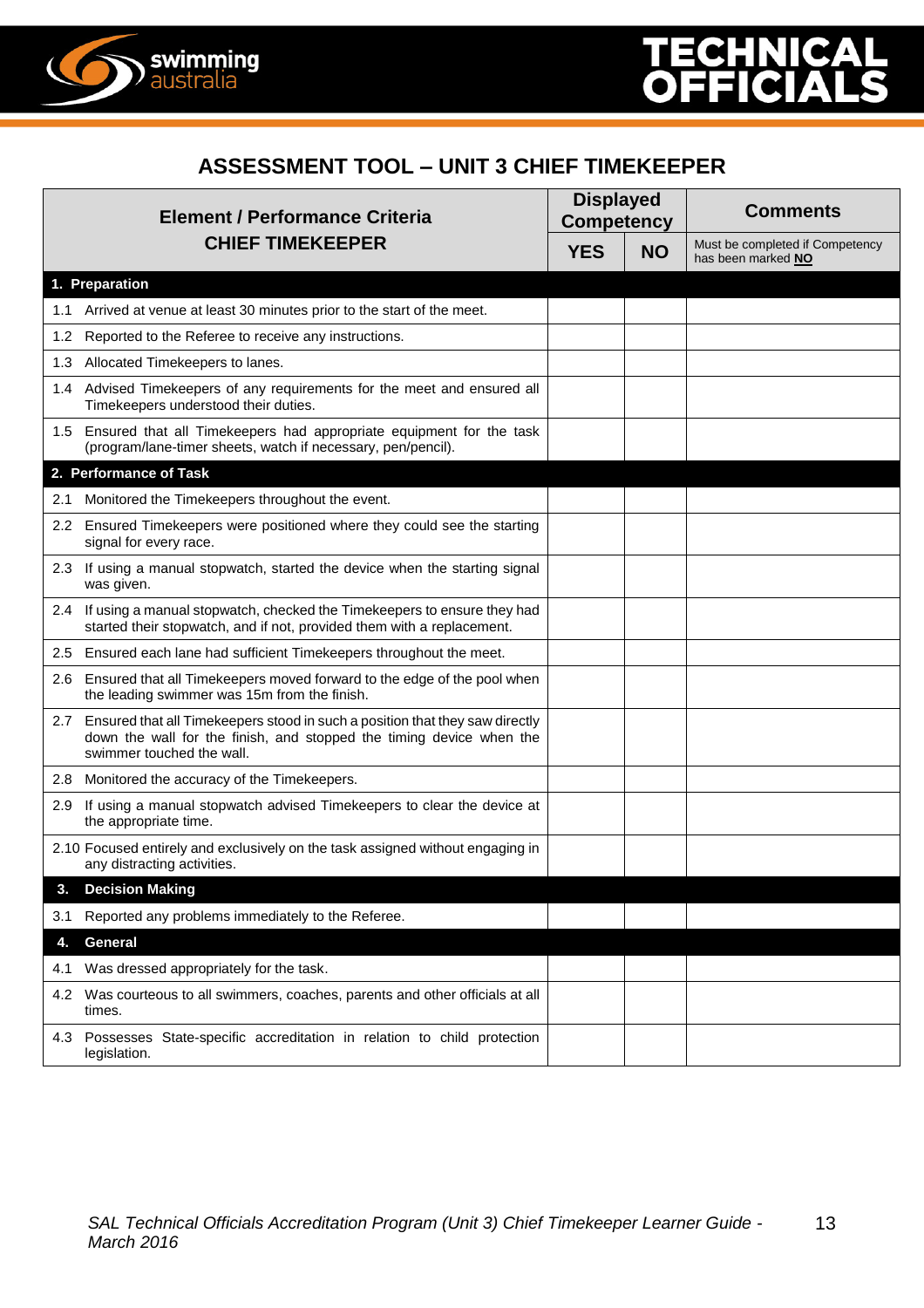## ASSESSMENT TOOL – UNIT 3 CHIEF TIMEKEEPER

| Element / Performance Criteria<br>CHIEF TIMEKEEPER | Displayed Competency | | Comments |
|---|---|---|---|
| | YES | NO | Must be completed if Competency has been marked **NO** |
| **1. Preparation** | | | |
| 1.1 Arrived at venue at least 30 minutes prior to the start of the meet. | | | |
| 1.2 Reported to the Referee to receive any instructions. | | | |
| 1.3 Allocated Timekeepers to lanes. | | | |
| 1.4 Advised Timekeepers of any requirements for the meet and ensured all Timekeepers understood their duties. | | | |
| 1.5 Ensured that all Timekeepers had appropriate equipment for the task (program/lane-timer sheets, watch if necessary, pen/pencil). | | | |
| **2. Performance of Task** | | | |
| 2.1 Monitored the Timekeepers throughout the event. | | | |
| 2.2 Ensured Timekeepers were positioned where they could see the starting signal for every race. | | | |
| 2.3 If using a manual stopwatch, started the device when the starting signal was given. | | | |
| 2.4 If using a manual stopwatch, checked the Timekeepers to ensure they had started their stopwatch, and if not, provided them with a replacement. | | | |
| 2.5 Ensured each lane had sufficient Timekeepers throughout the meet. | | | |
| 2.6 Ensured that all Timekeepers moved forward to the edge of the pool when the leading swimmer was 15m from the finish. | | | |
| 2.7 Ensured that all Timekeepers stood in such a position that they saw directly down the wall for the finish, and stopped the timing device when the swimmer touched the wall. | | | |
| 2.8 Monitored the accuracy of the Timekeepers. | | | |
| 2.9 If using a manual stopwatch advised Timekeepers to clear the device at the appropriate time. | | | |
| 2.10 Focused entirely and exclusively on the task assigned without engaging in any distracting activities. | | | |
| **3. Decision Making** | | | |
| 3.1 Reported any problems immediately to the Referee. | | | |
| **4. General** | | | |
| 4.1 Was dressed appropriately for the task. | | | |
| 4.2 Was courteous to all swimmers, coaches, parents and other officials at all times. | | | |
| 4.3 Possesses State-specific accreditation in relation to child protection legislation. | | | |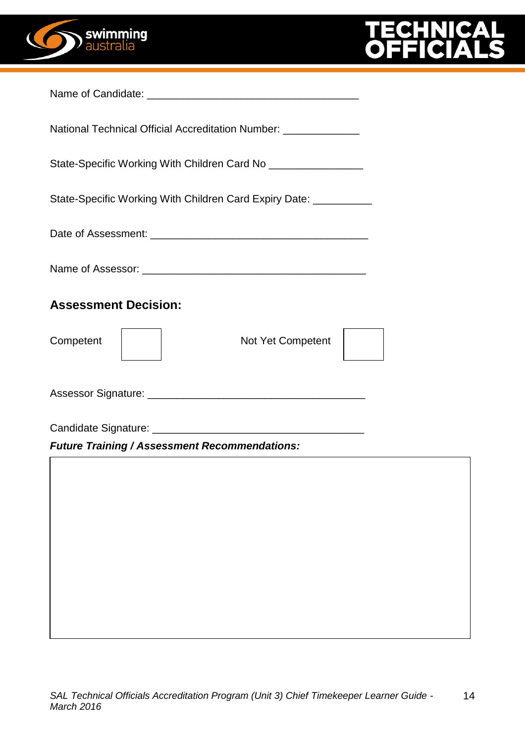Name of Candidate: ____________________________________

National Technical Official Accreditation Number: _____________

State-Specific Working With Children Card No ________________

State-Specific Working With Children Card Expiry Date: __________

Date of Assessment: _____________________________________

Name of Assessor: ______________________________________

### Assessment Decision:

Competent ☐ Not Yet Competent ☐

Assessor Signature: _____________________________________

Candidate Signature: ____________________________________

***Future Training / Assessment Recommendations:***

|  |
| --- |
|  |

*SAL Technical Officials Accreditation Program (Unit 3) Chief Timekeeper Learner Guide - March 2016*